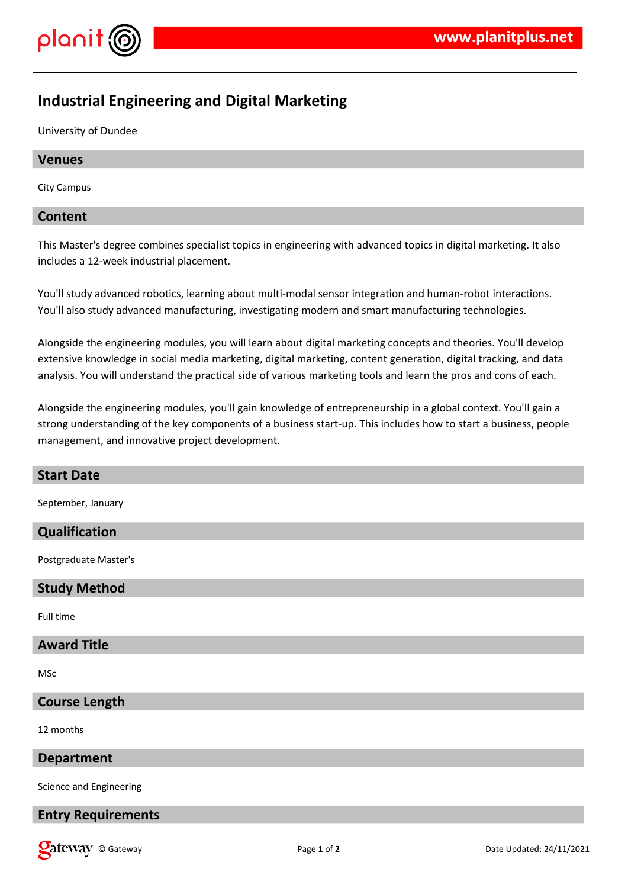# Industrial Engineering and Digital Marketing

University of Dundee

## Venues

City Campus

## Content

This Master's degree combines specialist topics in engineering with advanced topics in digital marketing. It also includes a 12-week industrial placement.

You'll study advanced robotics, learning about multi-modal sensor integration and human-robot interactions. You'll also study advanced manufacturing, investigating modern and smart manufacturing technologies.

Alongside the engineering modules, you will learn about digital marketing concepts and theories. You'll develop extensive knowledge in social media marketing, digital marketing, content generation, digital tracking, and data analysis. You will understand the practical side of various marketing tools and learn the pros and cons of each.

Alongside the engineering modules, you'll gain knowledge of entrepreneurship in a global context. You'll gain a strong understanding of the key components of a business start-up. This includes how to start a business, people management, and innovative project development.

## Start Date

September, January

## Qualification

Postgraduate Master's

## Study Method

Full time

## Award Title

MSc

## Course Length

12 months

## Department

Science and Engineering

## Entry Requirements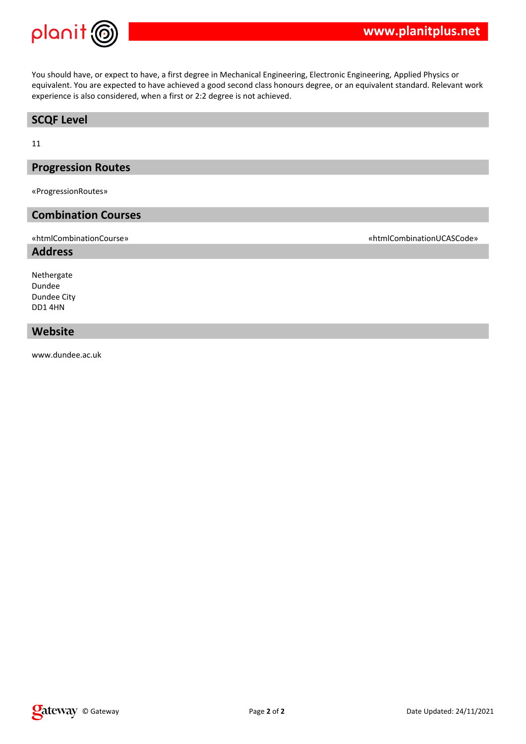You should have, or expect to have, a first degree in Mechanical Engineering, Electronic Engineering, Applied Physics or equivalent. You are expected to have achieved a good second class honours degree, or an equivalent standard. Relevant work experience is also considered, when a first or 2:2 degree is not achieved.

## SCQF Level

11

## Progression Routes

«ProgressionRoutes»

## Combination Courses

«htmlCombinationCourse» «htmlCombinationUCASCode»

## Address

Nethergate
Dundee
Dundee City
DD1 4HN

## Website

www.dundee.ac.uk